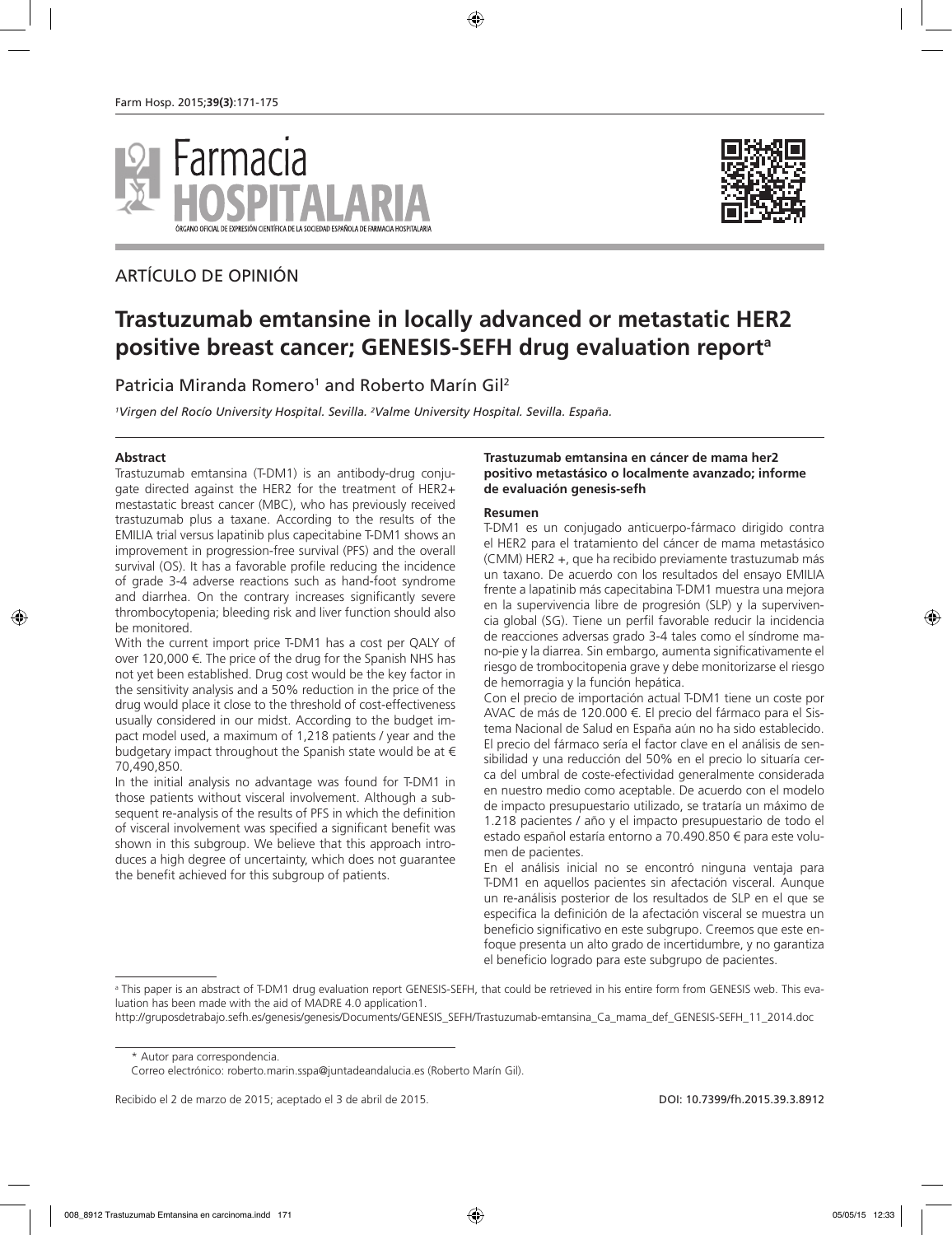ARTÍCULO DE OPINIÓN

# Trastuzumab emtansine in locally advanced or metastatic HER2 positive breast cancer; GENESIS-SEFH drug evaluation report[a]

Patricia Miranda Romero[1] and Roberto Marín Gil[2]

*[1]Virgen del Rocío University Hospital. Sevilla. [2]Valme University Hospital. Sevilla. España.*

**Abstract**

Trastuzumab emtansina (T-DM1) is an antibody-drug conjugate directed against the HER2 for the treatment of HER2+ mestastatic breast cancer (MBC), who has previously received trastuzumab plus a taxane. According to the results of the EMILIA trial versus lapatinib plus capecitabine T-DM1 shows an improvement in progression-free survival (PFS) and the overall survival (OS). It has a favorable profile reducing the incidence of grade 3-4 adverse reactions such as hand-foot syndrome and diarrhea. On the contrary increases significantly severe thrombocytopenia; bleeding risk and liver function should also be monitored.

With the current import price T-DM1 has a cost per QALY of over 120,000 €. The price of the drug for the Spanish NHS has not yet been established. Drug cost would be the key factor in the sensitivity analysis and a 50% reduction in the price of the drug would place it close to the threshold of cost-effectiveness usually considered in our midst. According to the budget impact model used, a maximum of 1,218 patients / year and the budgetary impact throughout the Spanish state would be at € 70,490,850.

In the initial analysis no advantage was found for T-DM1 in those patients without visceral involvement. Although a subsequent re-analysis of the results of PFS in which the definition of visceral involvement was specified a significant benefit was shown in this subgroup. We believe that this approach introduces a high degree of uncertainty, which does not guarantee the benefit achieved for this subgroup of patients.

**Trastuzumab emtansina en cáncer de mama her2 positivo metastásico o localmente avanzado; informe de evaluación genesis-sefh**

**Resumen**

T-DM1 es un conjugado anticuerpo-fármaco dirigido contra el HER2 para el tratamiento del cáncer de mama metastásico (CMM) HER2 +, que ha recibido previamente trastuzumab más un taxano. De acuerdo con los resultados del ensayo EMILIA frente a lapatinib más capecitabina T-DM1 muestra una mejora en la supervivencia libre de progresión (SLP) y la supervivencia global (SG). Tiene un perfil favorable reducir la incidencia de reacciones adversas grado 3-4 tales como el síndrome mano-pie y la diarrea. Sin embargo, aumenta significativamente el riesgo de trombocitopenia grave y debe monitorizarse el riesgo de hemorragia y la función hepática.

Con el precio de importación actual T-DM1 tiene un coste por AVAC de más de 120.000 €. El precio del fármaco para el Sistema Nacional de Salud en España aún no ha sido establecido. El precio del fármaco sería el factor clave en el análisis de sensibilidad y una reducción del 50% en el precio lo situaría cerca del umbral de coste-efectividad generalmente considerada en nuestro medio como aceptable. De acuerdo con el modelo de impacto presupuestario utilizado, se trataría un máximo de 1.218 pacientes / año y el impacto presupuestario de todo el estado español estaría entorno a 70.490.850 € para este volumen de pacientes.

En el análisis inicial no se encontró ninguna ventaja para T-DM1 en aquellos pacientes sin afectación visceral. Aunque un re-análisis posterior de los resultados de SLP en el que se especifica la definición de la afectación visceral se muestra un beneficio significativo en este subgrupo. Creemos que este enfoque presenta un alto grado de incertidumbre, y no garantiza el beneficio logrado para este subgrupo de pacientes.

[a] This paper is an abstract of T-DM1 drug evaluation report GENESIS-SEFH, that could be retrieved in his entire form from GENESIS web. This evaluation has been made with the aid of MADRE 4.0 application1.

http://gruposdetrabajo.sefh.es/genesis/genesis/Documents/GENESIS_SEFH/Trastuzumab-emtansina_Ca_mama_def_GENESIS-SEFH_11_2014.doc

\* Autor para correspondencia.

Correo electrónico: roberto.marin.sspa@juntadeandalucia.es (Roberto Marín Gil).

Recibido el 2 de marzo de 2015; aceptado el 3 de abril de 2015.

DOI: 10.7399/fh.2015.39.3.8912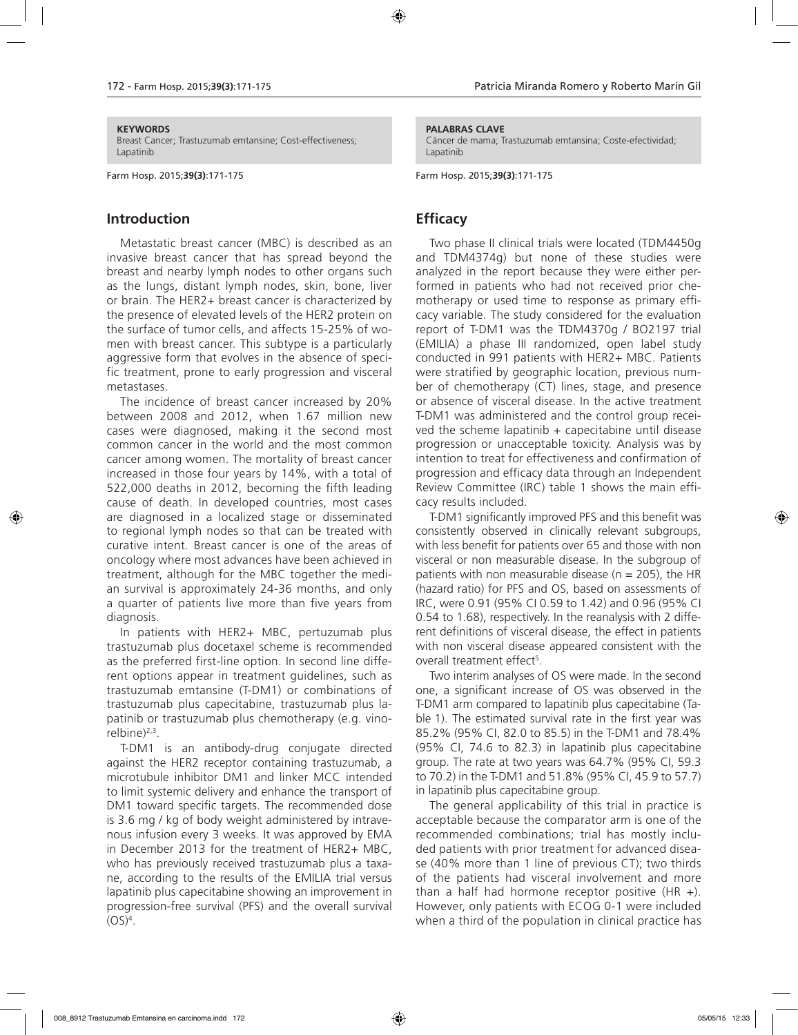**KEYWORDS**
Breast Cancer; Trastuzumab emtansine; Cost-effectiveness; Lapatinib

Farm Hosp. 2015;**39(3)**:171-175

**PALABRAS CLAVE**
Cáncer de mama; Trastuzumab emtansina; Coste-efectividad; Lapatinib

Farm Hosp. 2015;**39(3)**:171-175

## Introduction

Metastatic breast cancer (MBC) is described as an invasive breast cancer that has spread beyond the breast and nearby lymph nodes to other organs such as the lungs, distant lymph nodes, skin, bone, liver or brain. The HER2+ breast cancer is characterized by the presence of elevated levels of the HER2 protein on the surface of tumor cells, and affects 15-25% of women with breast cancer. This subtype is a particularly aggressive form that evolves in the absence of specific treatment, prone to early progression and visceral metastases.

The incidence of breast cancer increased by 20% between 2008 and 2012, when 1.67 million new cases were diagnosed, making it the second most common cancer in the world and the most common cancer among women. The mortality of breast cancer increased in those four years by 14%, with a total of 522,000 deaths in 2012, becoming the fifth leading cause of death. In developed countries, most cases are diagnosed in a localized stage or disseminated to regional lymph nodes so that can be treated with curative intent. Breast cancer is one of the areas of oncology where most advances have been achieved in treatment, although for the MBC together the median survival is approximately 24-36 months, and only a quarter of patients live more than five years from diagnosis.

In patients with HER2+ MBC, pertuzumab plus trastuzumab plus docetaxel scheme is recommended as the preferred first-line option. In second line different options appear in treatment guidelines, such as trastuzumab emtansine (T-DM1) or combinations of trastuzumab plus capecitabine, trastuzumab plus lapatinib or trastuzumab plus chemotherapy (e.g. vinorelbine)[2,3].

T-DM1 is an antibody-drug conjugate directed against the HER2 receptor containing trastuzumab, a microtubule inhibitor DM1 and linker MCC intended to limit systemic delivery and enhance the transport of DM1 toward specific targets. The recommended dose is 3.6 mg / kg of body weight administered by intravenous infusion every 3 weeks. It was approved by EMA in December 2013 for the treatment of HER2+ MBC, who has previously received trastuzumab plus a taxane, according to the results of the EMILIA trial versus lapatinib plus capecitabine showing an improvement in progression-free survival (PFS) and the overall survival (OS)[4].

## Efficacy

Two phase II clinical trials were located (TDM4450g and TDM4374g) but none of these studies were analyzed in the report because they were either performed in patients who had not received prior chemotherapy or used time to response as primary efficacy variable. The study considered for the evaluation report of T-DM1 was the TDM4370g / BO2197 trial (EMILIA) a phase III randomized, open label study conducted in 991 patients with HER2+ MBC. Patients were stratified by geographic location, previous number of chemotherapy (CT) lines, stage, and presence or absence of visceral disease. In the active treatment T-DM1 was administered and the control group received the scheme lapatinib + capecitabine until disease progression or unacceptable toxicity. Analysis was by intention to treat for effectiveness and confirmation of progression and efficacy data through an Independent Review Committee (IRC) table 1 shows the main efficacy results included.

T-DM1 significantly improved PFS and this benefit was consistently observed in clinically relevant subgroups, with less benefit for patients over 65 and those with non visceral or non measurable disease. In the subgroup of patients with non measurable disease (n = 205), the HR (hazard ratio) for PFS and OS, based on assessments of IRC, were 0.91 (95% CI 0.59 to 1.42) and 0.96 (95% CI 0.54 to 1.68), respectively. In the reanalysis with 2 different definitions of visceral disease, the effect in patients with non visceral disease appeared consistent with the overall treatment effect[5].

Two interim analyses of OS were made. In the second one, a significant increase of OS was observed in the T-DM1 arm compared to lapatinib plus capecitabine (Table 1). The estimated survival rate in the first year was 85.2% (95% CI, 82.0 to 85.5) in the T-DM1 and 78.4% (95% CI, 74.6 to 82.3) in lapatinib plus capecitabine group. The rate at two years was 64.7% (95% CI, 59.3 to 70.2) in the T-DM1 and 51.8% (95% CI, 45.9 to 57.7) in lapatinib plus capecitabine group.

The general applicability of this trial in practice is acceptable because the comparator arm is one of the recommended combinations; trial has mostly included patients with prior treatment for advanced disease (40% more than 1 line of previous CT); two thirds of the patients had visceral involvement and more than a half had hormone receptor positive (HR +). However, only patients with ECOG 0-1 were included when a third of the population in clinical practice has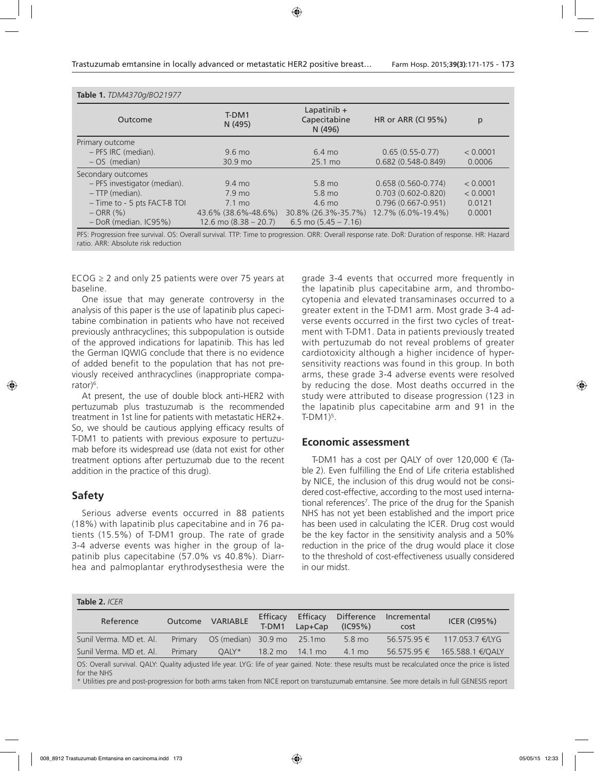**Table 1.** *TDM4370g/BO21977*

| Outcome | T-DM1 N (495) | Lapatinib + Capecitabine N (496) | HR or ARR (CI 95%) | p |
|---|---|---|---|---|
| Primary outcome | | | | |
| – PFS IRC (median). | 9.6 mo | 6.4 mo | 0.65 (0.55-0.77) | < 0.0001 |
| – OS (median) | 30.9 mo | 25.1 mo | 0.682 (0.548-0.849) | 0.0006 |
| Secondary outcomes | | | | |
| – PFS investigator (median). | 9.4 mo | 5.8 mo | 0.658 (0.560-0.774) | < 0.0001 |
| – TTP (median). | 7.9 mo | 5.8 mo | 0.703 (0.602-0.820) | < 0.0001 |
| – Time to - 5 pts FACT-B TOI | 7.1 mo | 4.6 mo | 0.796 (0.667-0.951) | 0.0121 |
| – ORR (%) | 43.6% (38.6%-48.6%) | 30.8% (26.3%-35.7%) | 12.7% (6.0%-19.4%) | 0.0001 |
| – DoR (median. IC95%) | 12.6 mo (8.38 – 20.7) | 6.5 mo (5.45 – 7.16) | | |

PFS: Progression free survival. OS: Overall survival. TTP: Time to progression. ORR: Overall response rate. DoR: Duration of response. HR: Hazard ratio. ARR: Absolute risk reduction

ECOG ≥ 2 and only 25 patients were over 75 years at baseline.

One issue that may generate controversy in the analysis of this paper is the use of lapatinib plus capecitabine combination in patients who have not received previously anthracyclines; this subpopulation is outside of the approved indications for lapatinib. This has led the German IQWIG conclude that there is no evidence of added benefit to the population that has not previously received anthracyclines (inappropriate comparator)[6].

At present, the use of double block anti-HER2 with pertuzumab plus trastuzumab is the recommended treatment in 1st line for patients with metastatic HER2+. So, we should be cautious applying efficacy results of T-DM1 to patients with previous exposure to pertuzumab before its widespread use (data not exist for other treatment options after pertuzumab due to the recent addition in the practice of this drug).

## Safety

Serious adverse events occurred in 88 patients (18%) with lapatinib plus capecitabine and in 76 patients (15.5%) of T-DM1 group. The rate of grade 3-4 adverse events was higher in the group of lapatinib plus capecitabine (57.0% vs 40.8%). Diarrhea and palmoplantar erythrodysesthesia were the grade 3-4 events that occurred more frequently in the lapatinib plus capecitabine arm, and thrombocytopenia and elevated transaminases occurred to a greater extent in the T-DM1 arm. Most grade 3-4 adverse events occurred in the first two cycles of treatment with T-DM1. Data in patients previously treated with pertuzumab do not reveal problems of greater cardiotoxicity although a higher incidence of hypersensitivity reactions was found in this group. In both arms, these grade 3-4 adverse events were resolved by reducing the dose. Most deaths occurred in the study were attributed to disease progression (123 in the lapatinib plus capecitabine arm and 91 in the T-DM1)[5].

## Economic assessment

T-DM1 has a cost per QALY of over 120,000 € (Table 2). Even fulfilling the End of Life criteria established by NICE, the inclusion of this drug would not be considered cost-effective, according to the most used international references[7]. The price of the drug for the Spanish NHS has not yet been established and the import price has been used in calculating the ICER. Drug cost would be the key factor in the sensitivity analysis and a 50% reduction in the price of the drug would place it close to the threshold of cost-effectiveness usually considered in our midst.

**Table 2.** *ICER*

| Reference | Outcome | VARIABLE | Efficacy T-DM1 | Efficacy Lap+Cap | Difference (IC95%) | Incremental cost | ICER (CI95%) |
|---|---|---|---|---|---|---|---|
| Sunil Verma. MD et. Al. | Primary | OS (median) | 30.9 mo | 25.1mo | 5.8 mo | 56.575.95 € | 117.053.7 €/LYG |
| Sunil Verma. MD et. Al. | Primary | QALY* | 18.2 mo | 14.1 mo | 4.1 mo | 56.575.95 € | 165.588.1 €/QALY |

OS: Overall survival. QALY: Quality adjusted life year. LYG: life of year gained. Note: these results must be recalculated once the price is listed for the NHS

\* Utilities pre and post-progression for both arms taken from NICE report on transtuzumab emtansine. See more details in full GENESIS report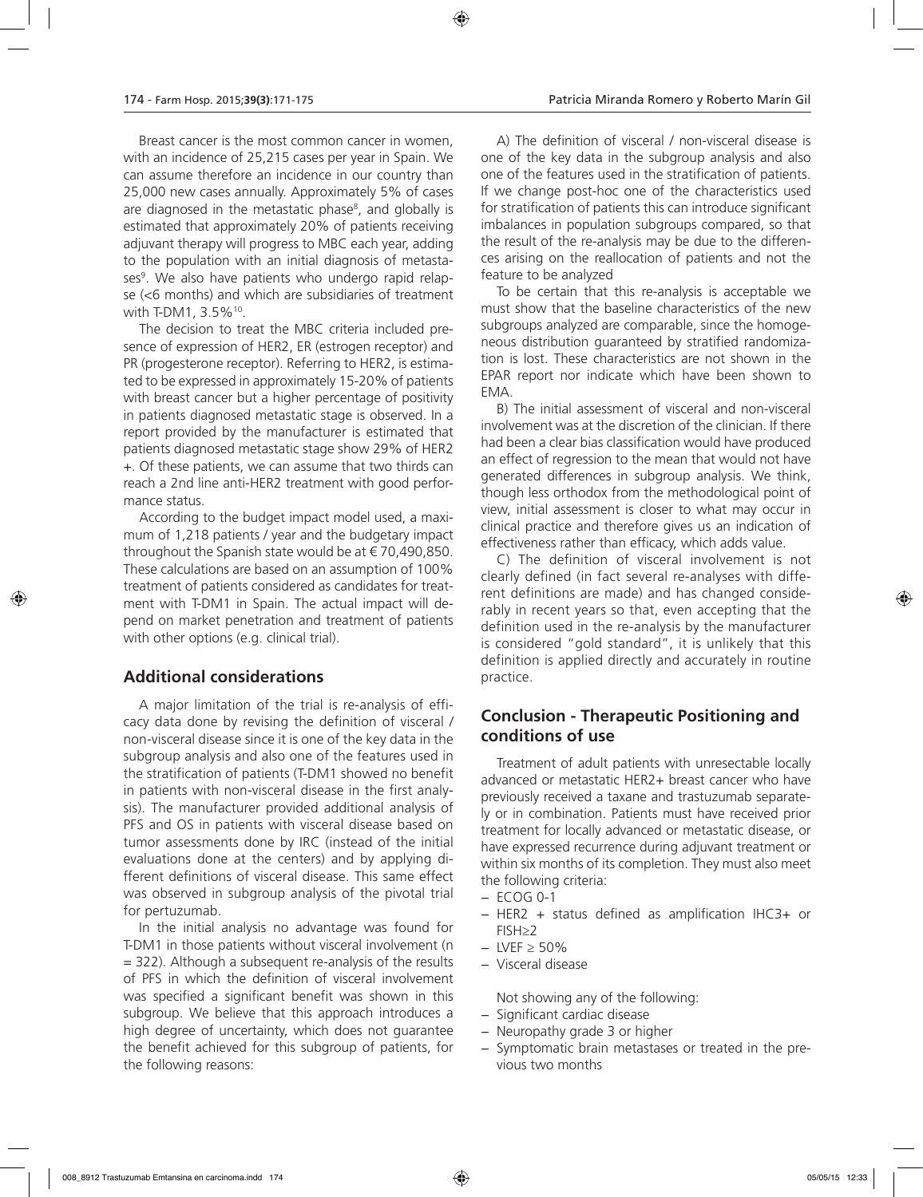Breast cancer is the most common cancer in women, with an incidence of 25,215 cases per year in Spain. We can assume therefore an incidence in our country than 25,000 new cases annually. Approximately 5% of cases are diagnosed in the metastatic phase[8], and globally is estimated that approximately 20% of patients receiving adjuvant therapy will progress to MBC each year, adding to the population with an initial diagnosis of metastases[9]. We also have patients who undergo rapid relapse (<6 months) and which are subsidiaries of treatment with T-DM1, 3.5%[10].

The decision to treat the MBC criteria included presence of expression of HER2, ER (estrogen receptor) and PR (progesterone receptor). Referring to HER2, is estimated to be expressed in approximately 15-20% of patients with breast cancer but a higher percentage of positivity in patients diagnosed metastatic stage is observed. In a report provided by the manufacturer is estimated that patients diagnosed metastatic stage show 29% of HER2 +. Of these patients, we can assume that two thirds can reach a 2nd line anti-HER2 treatment with good performance status.

According to the budget impact model used, a maximum of 1,218 patients / year and the budgetary impact throughout the Spanish state would be at € 70,490,850. These calculations are based on an assumption of 100% treatment of patients considered as candidates for treatment with T-DM1 in Spain. The actual impact will depend on market penetration and treatment of patients with other options (e.g. clinical trial).

## Additional considerations

A major limitation of the trial is re-analysis of efficacy data done by revising the definition of visceral / non-visceral disease since it is one of the key data in the subgroup analysis and also one of the features used in the stratification of patients (T-DM1 showed no benefit in patients with non-visceral disease in the first analysis). The manufacturer provided additional analysis of PFS and OS in patients with visceral disease based on tumor assessments done by IRC (instead of the initial evaluations done at the centers) and by applying different definitions of visceral disease. This same effect was observed in subgroup analysis of the pivotal trial for pertuzumab.

In the initial analysis no advantage was found for T-DM1 in those patients without visceral involvement (n = 322). Although a subsequent re-analysis of the results of PFS in which the definition of visceral involvement was specified a significant benefit was shown in this subgroup. We believe that this approach introduces a high degree of uncertainty, which does not guarantee the benefit achieved for this subgroup of patients, for the following reasons:

A) The definition of visceral / non-visceral disease is one of the key data in the subgroup analysis and also one of the features used in the stratification of patients. If we change post-hoc one of the characteristics used for stratification of patients this can introduce significant imbalances in population subgroups compared, so that the result of the re-analysis may be due to the differences arising on the reallocation of patients and not the feature to be analyzed

To be certain that this re-analysis is acceptable we must show that the baseline characteristics of the new subgroups analyzed are comparable, since the homogeneous distribution guaranteed by stratified randomization is lost. These characteristics are not shown in the EPAR report nor indicate which have been shown to EMA.

B) The initial assessment of visceral and non-visceral involvement was at the discretion of the clinician. If there had been a clear bias classification would have produced an effect of regression to the mean that would not have generated differences in subgroup analysis. We think, though less orthodox from the methodological point of view, initial assessment is closer to what may occur in clinical practice and therefore gives us an indication of effectiveness rather than efficacy, which adds value.

C) The definition of visceral involvement is not clearly defined (in fact several re-analyses with different definitions are made) and has changed considerably in recent years so that, even accepting that the definition used in the re-analysis by the manufacturer is considered "gold standard", it is unlikely that this definition is applied directly and accurately in routine practice.

## Conclusion - Therapeutic Positioning and conditions of use

Treatment of adult patients with unresectable locally advanced or metastatic HER2+ breast cancer who have previously received a taxane and trastuzumab separately or in combination. Patients must have received prior treatment for locally advanced or metastatic disease, or have expressed recurrence during adjuvant treatment or within six months of its completion. They must also meet the following criteria:

- ECOG 0-1
- HER2 + status defined as amplification IHC3+ or FISH≥2
- LVEF ≥ 50%
- Visceral disease

Not showing any of the following:

- Significant cardiac disease
- Neuropathy grade 3 or higher
- Symptomatic brain metastases or treated in the previous two months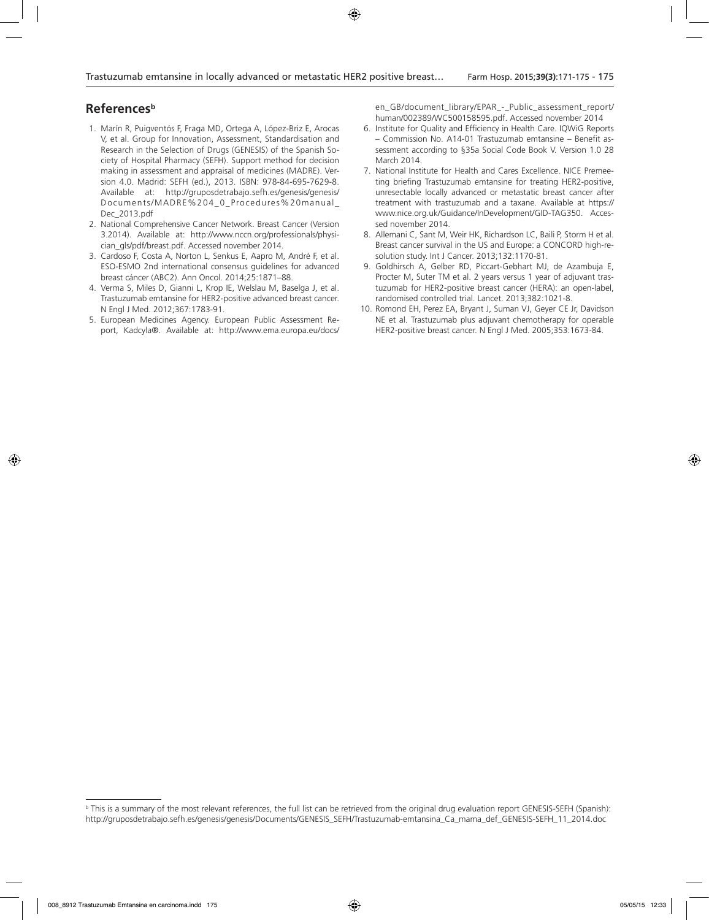## References[b]

1. Marín R, Puigventós F, Fraga MD, Ortega A, López-Briz E, Arocas V, et al. Group for Innovation, Assessment, Standardisation and Research in the Selection of Drugs (GENESIS) of the Spanish Society of Hospital Pharmacy (SEFH). Support method for decision making in assessment and appraisal of medicines (MADRE). Version 4.0. Madrid: SEFH (ed.), 2013. ISBN: 978-84-695-7629-8. Available at: http://gruposdetrabajo.sefh.es/genesis/genesis/Documents/MADRE%204_0_Procedures%20manual_Dec_2013.pdf
2. National Comprehensive Cancer Network. Breast Cancer (Version 3.2014). Available at: http://www.nccn.org/professionals/physician_gls/pdf/breast.pdf. Accessed november 2014.
3. Cardoso F, Costa A, Norton L, Senkus E, Aapro M, André F, et al. ESO-ESMO 2nd international consensus guidelines for advanced breast cáncer (ABC2). Ann Oncol. 2014;25:1871–88.
4. Verma S, Miles D, Gianni L, Krop IE, Welslau M, Baselga J, et al. Trastuzumab emtansine for HER2-positive advanced breast cancer. N Engl J Med. 2012;367:1783-91.
5. European Medicines Agency. European Public Assessment Report, Kadcyla®. Available at: http://www.ema.europa.eu/docs/en_GB/document_library/EPAR_-_Public_assessment_report/human/002389/WC500158595.pdf. Accessed november 2014
6. Institute for Quality and Efficiency in Health Care. IQWiG Reports – Commission No. A14-01 Trastuzumab emtansine – Benefit assessment according to §35a Social Code Book V. Version 1.0 28 March 2014.
7. National Institute for Health and Cares Excellence. NICE Premeeting briefing Trastuzumab emtansine for treating HER2-positive, unresectable locally advanced or metastatic breast cancer after treatment with trastuzumab and a taxane. Available at https://www.nice.org.uk/Guidance/InDevelopment/GID-TAG350. Accessed november 2014.
8. Allemani C, Sant M, Weir HK, Richardson LC, Baili P, Storm H et al. Breast cancer survival in the US and Europe: a CONCORD high-resolution study. Int J Cancer. 2013;132:1170-81.
9. Goldhirsch A, Gelber RD, Piccart-Gebhart MJ, de Azambuja E, Procter M, Suter TM et al. 2 years versus 1 year of adjuvant trastuzumab for HER2-positive breast cancer (HERA): an open-label, randomised controlled trial. Lancet. 2013;382:1021-8.
10. Romond EH, Perez EA, Bryant J, Suman VJ, Geyer CE Jr, Davidson NE et al. Trastuzumab plus adjuvant chemotherapy for operable HER2-positive breast cancer. N Engl J Med. 2005;353:1673-84.

[b] This is a summary of the most relevant references, the full list can be retrieved from the original drug evaluation report GENESIS-SEFH (Spanish): http://gruposdetrabajo.sefh.es/genesis/genesis/Documents/GENESIS_SEFH/Trastuzumab-emtansina_Ca_mama_def_GENESIS-SEFH_11_2014.doc